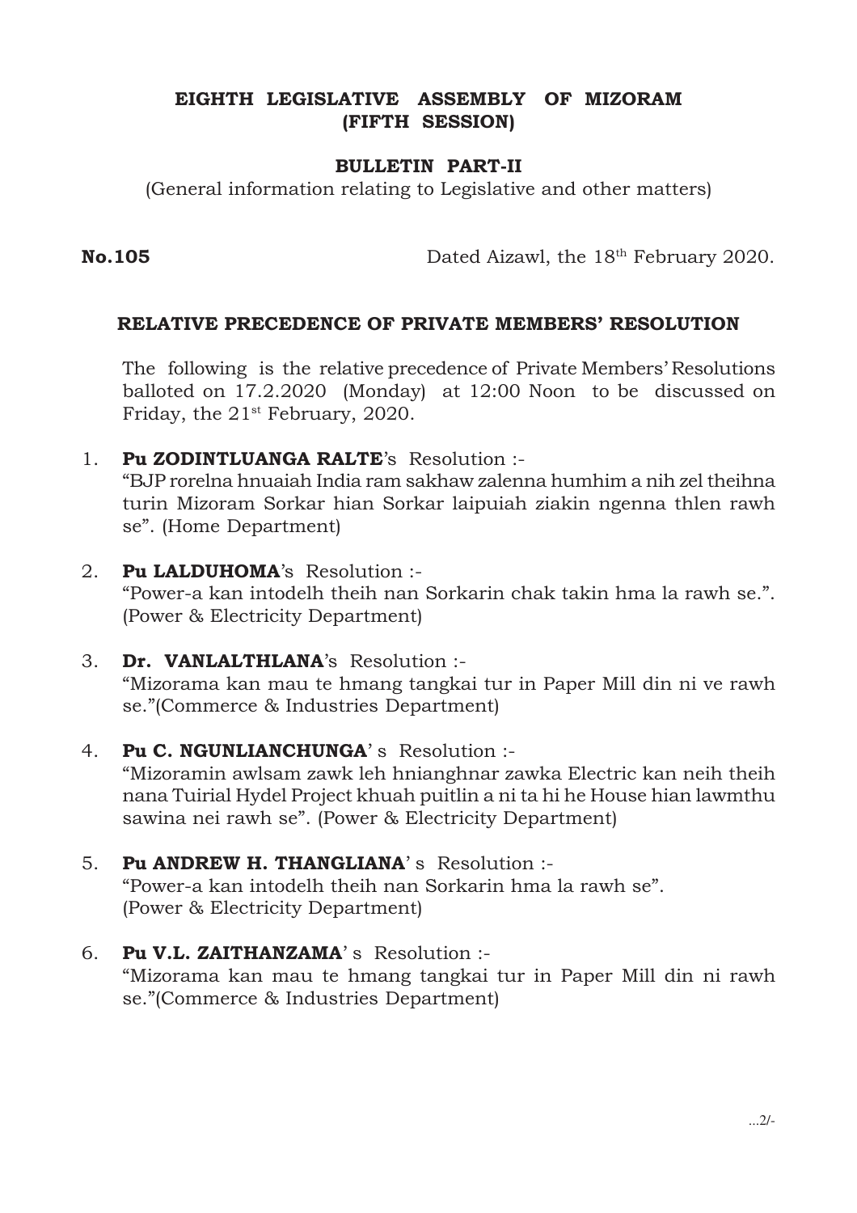# EIGHTH LEGISLATIVE ASSEMBLY OF MIZORAM (FIFTH SESSION)

## BULLETIN PART-II

(General information relating to Legislative and other matters)

**No.105** Dated Aizawl, the 18th February 2020.

### RELATIVE PRECEDENCE OF PRIVATE MEMBERS' RESOLUTION

The following is the relative precedence of Private Members' Resolutions balloted on 17.2.2020 (Monday) at 12:00 Noon to be discussed on Friday, the 21st February, 2020.

1. **Pu ZODINTLUANGA RALTE**'s Resolution :-
   "BJP rorelna hnuaiah India ram sakhaw zalenna humhim a nih zel theihna turin Mizoram Sorkar hian Sorkar laipuiah ziakin ngenna thlen rawh se". (Home Department)

2. **Pu LALDUHOMA**'s Resolution :-
   "Power-a kan intodelh theih nan Sorkarin chak takin hma la rawh se.". (Power & Electricity Department)

3. **Dr. VANLALTHLANA**'s Resolution :-
   "Mizorama kan mau te hmang tangkai tur in Paper Mill din ni ve rawh se."(Commerce & Industries Department)

4. **Pu C. NGUNLIANCHUNGA**' s Resolution :-
   "Mizoramin awlsam zawk leh hnianghnar zawka Electric kan neih theih nana Tuirial Hydel Project khuah puitlin a ni ta hi he House hian lawmthu sawina nei rawh se". (Power & Electricity Department)

5. **Pu ANDREW H. THANGLIANA**' s Resolution :-
   "Power-a kan intodelh theih nan Sorkarin hma la rawh se". (Power & Electricity Department)

6. **Pu V.L. ZAITHANZAMA**' s Resolution :-
   "Mizorama kan mau te hmang tangkai tur in Paper Mill din ni rawh se."(Commerce & Industries Department)

...2/-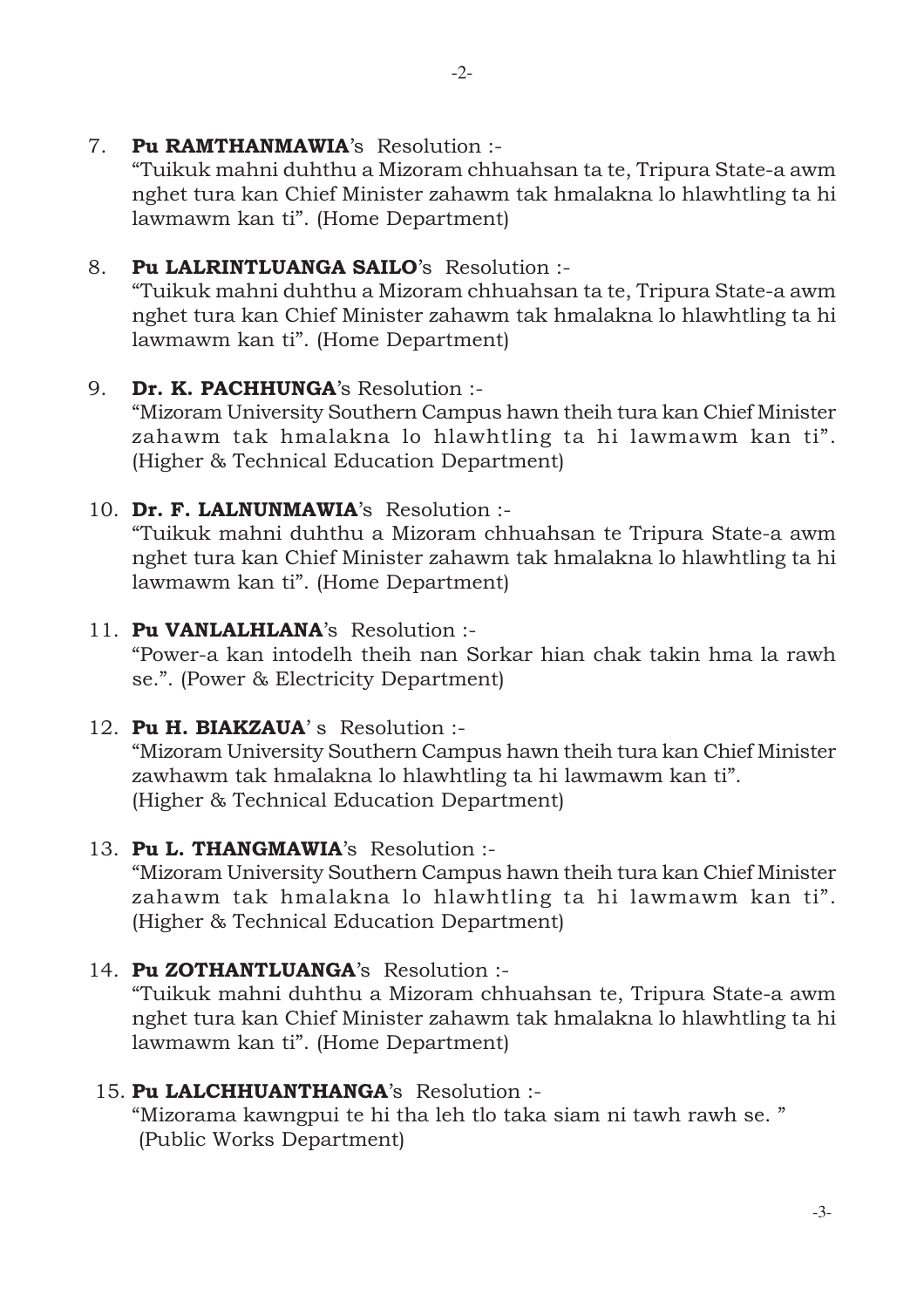7. **Pu RAMTHANMAWIA**'s Resolution :-
   "Tuikuk mahni duhthu a Mizoram chhuahsan ta te, Tripura State-a awm nghet tura kan Chief Minister zahawm tak hmalakna lo hlawhtling ta hi lawmawm kan ti". (Home Department)

8. **Pu LALRINTLUANGA SAILO**'s Resolution :-
   "Tuikuk mahni duhthu a Mizoram chhuahsan ta te, Tripura State-a awm nghet tura kan Chief Minister zahawm tak hmalakna lo hlawhtling ta hi lawmawm kan ti". (Home Department)

9. **Dr. K. PACHHUNGA**'s Resolution :-
   "Mizoram University Southern Campus hawn theih tura kan Chief Minister zahawm tak hmalakna lo hlawhtling ta hi lawmawm kan ti". (Higher & Technical Education Department)

10. **Dr. F. LALNUNMAWIA**'s Resolution :-
    "Tuikuk mahni duhthu a Mizoram chhuahsan te Tripura State-a awm nghet tura kan Chief Minister zahawm tak hmalakna lo hlawhtling ta hi lawmawm kan ti". (Home Department)

11. **Pu VANLALHLANA**'s Resolution :-
    "Power-a kan intodelh theih nan Sorkar hian chak takin hma la rawh se.". (Power & Electricity Department)

12. **Pu H. BIAKZAUA**' s Resolution :-
    "Mizoram University Southern Campus hawn theih tura kan Chief Minister zawhawm tak hmalakna lo hlawhtling ta hi lawmawm kan ti". (Higher & Technical Education Department)

13. **Pu L. THANGMAWIA**'s Resolution :-
    "Mizoram University Southern Campus hawn theih tura kan Chief Minister zahawm tak hmalakna lo hlawhtling ta hi lawmawm kan ti". (Higher & Technical Education Department)

14. **Pu ZOTHANTLUANGA**'s Resolution :-
    "Tuikuk mahni duhthu a Mizoram chhuahsan te, Tripura State-a awm nghet tura kan Chief Minister zahawm tak hmalakna lo hlawhtling ta hi lawmawm kan ti". (Home Department)

15. **Pu LALCHHUANTHANGA**'s Resolution :-
    "Mizorama kawngpui te hi tha leh tlo taka siam ni tawh rawh se. " (Public Works Department)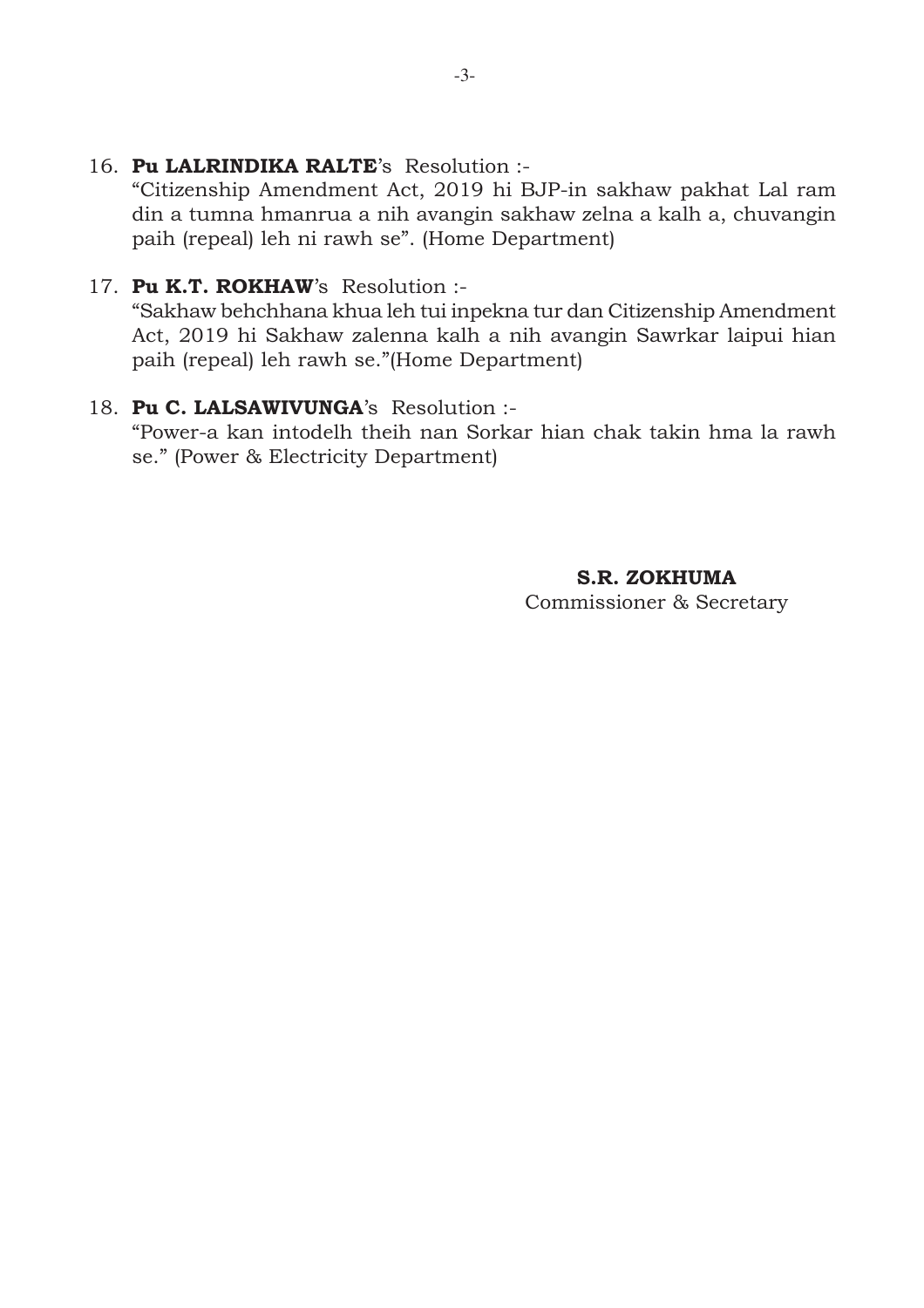16. **Pu LALRINDIKA RALTE**'s Resolution :-
    "Citizenship Amendment Act, 2019 hi BJP-in sakhaw pakhat Lal ram din a tumna hmanrua a nih avangin sakhaw zelna a kalh a, chuvangin paih (repeal) leh ni rawh se". (Home Department)

17. **Pu K.T. ROKHAW**'s Resolution :-
    "Sakhaw behchhana khua leh tui inpekna tur dan Citizenship Amendment Act, 2019 hi Sakhaw zalenna kalh a nih avangin Sawrkar laipui hian paih (repeal) leh rawh se."(Home Department)

18. **Pu C. LALSAWIVUNGA**'s Resolution :-
    "Power-a kan intodelh theih nan Sorkar hian chak takin hma la rawh se." (Power & Electricity Department)

**S.R. ZOKHUMA**
Commissioner & Secretary